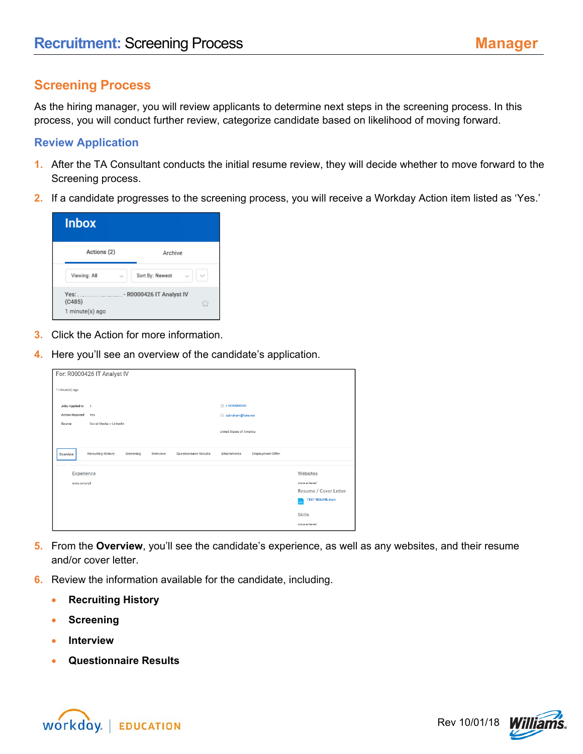# Recruitment: Screening Process

## Screening Process

As the hiring manager, you will review applicants to determine next steps in the screening process. In this process, you will conduct further review, categorize candidate based on likelihood of moving forward.

### Review Application

1. After the TA Consultant conducts the initial resume review, they will decide whether to move forward to the Screening process.
2. If a candidate progresses to the screening process, you will receive a Workday Action item listed as 'Yes.'
3. Click the Action for more information.
4. Here you'll see an overview of the candidate's application.
5. From the **Overview**, you'll see the candidate's experience, as well as any websites, and their resume and/or cover letter.
6. Review the information available for the candidate, including.
   - **Recruiting History**
   - **Screening**
   - **Interview**
   - **Questionnaire Results**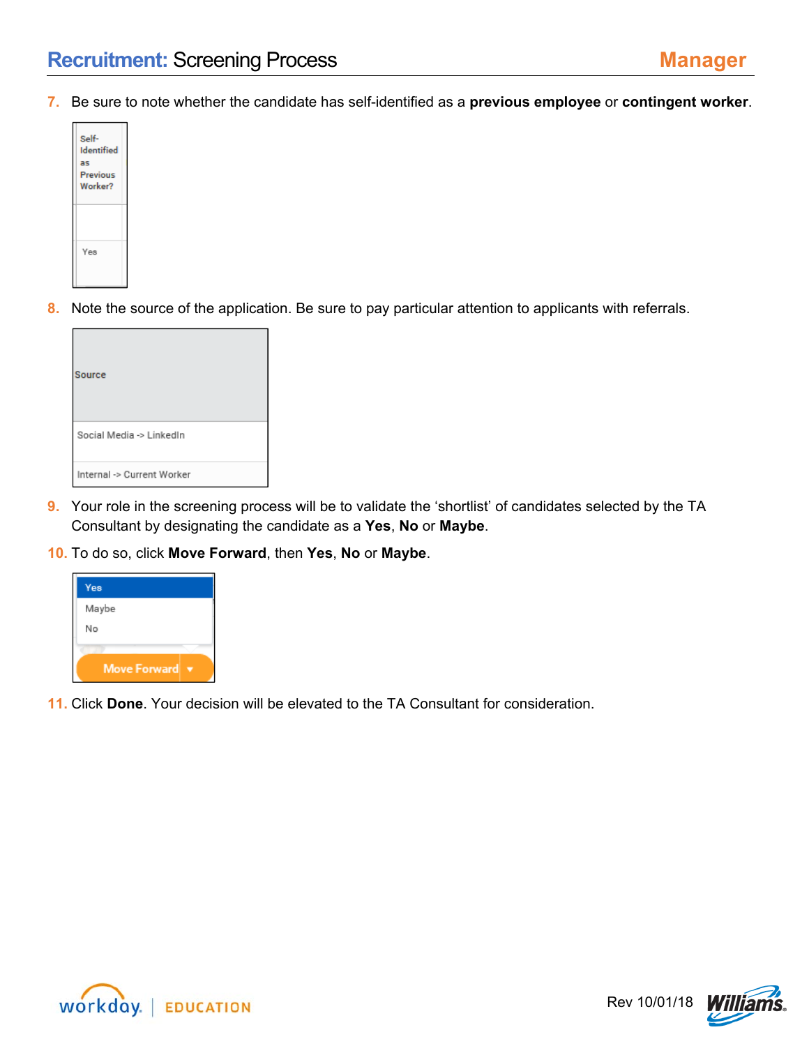7. Be sure to note whether the candidate has self-identified as a **previous employee** or **contingent worker**.

| Self-Identified as Previous Worker? |
| --- |
| |
| Yes |

8. Note the source of the application. Be sure to pay particular attention to applicants with referrals.

| Source |
| --- |
| Social Media -> LinkedIn |
| Internal -> Current Worker |

9. Your role in the screening process will be to validate the 'shortlist' of candidates selected by the TA Consultant by designating the candidate as a **Yes**, **No** or **Maybe**.

10. To do so, click **Move Forward**, then **Yes**, **No** or **Maybe**.

Yes
Maybe
No
Move Forward

11. Click **Done**. Your decision will be elevated to the TA Consultant for consideration.